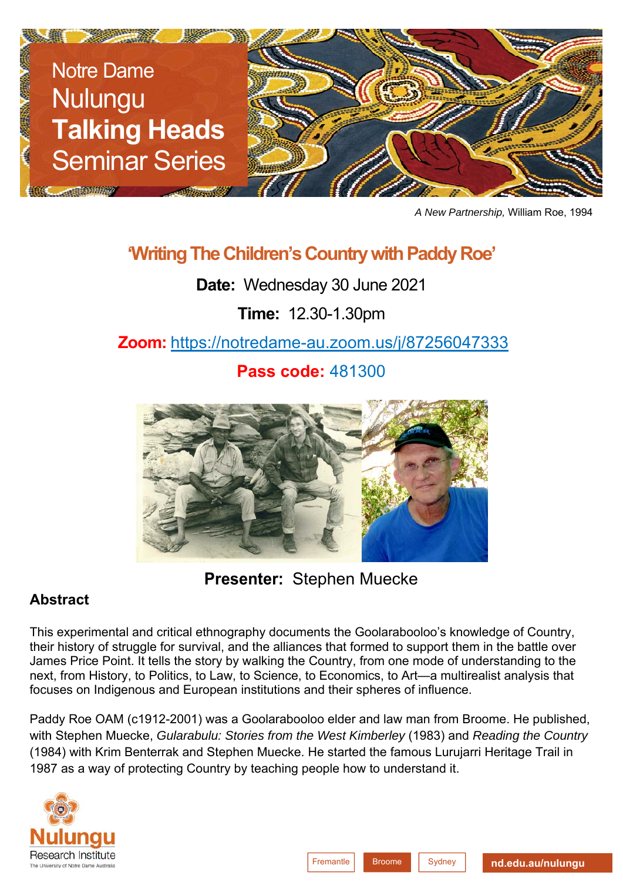# Notre Dame Nulungu **Talking Heads** Seminar Series

*A New Partnership,* William Roe, 1994

## 'Writing The Children's Country with Paddy Roe'

**Date:** Wednesday 30 June 2021

**Time:** 12.30-1.30pm

**Zoom:** https://notredame-au.zoom.us/j/87256047333

**Pass code:** 481300

**Presenter:** Stephen Muecke

### Abstract

This experimental and critical ethnography documents the Goolarabooloo's knowledge of Country, their history of struggle for survival, and the alliances that formed to support them in the battle over James Price Point. It tells the story by walking the Country, from one mode of understanding to the next, from History, to Politics, to Law, to Science, to Economics, to Art—a multirealist analysis that focuses on Indigenous and European institutions and their spheres of influence.

Paddy Roe OAM (c1912-2001) was a Goolarabooloo elder and law man from Broome. He published, with Stephen Muecke, *Gularabulu: Stories from the West Kimberley* (1983) and *Reading the Country* (1984) with Krim Benterrak and Stephen Muecke. He started the famous Lurujarri Heritage Trail in 1987 as a way of protecting Country by teaching people how to understand it.

Nulungu Research Institute
The University of Notre Dame Australia

Fremantle | Broome | Sydney | nd.edu.au/nulungu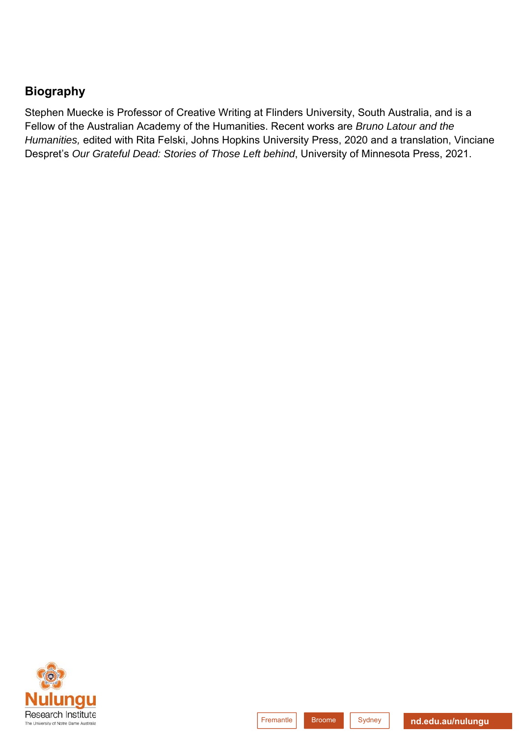## Biography

Stephen Muecke is Professor of Creative Writing at Flinders University, South Australia, and is a Fellow of the Australian Academy of the Humanities. Recent works are *Bruno Latour and the Humanities,* edited with Rita Felski, Johns Hopkins University Press, 2020 and a translation, Vinciane Despret's *Our Grateful Dead: Stories of Those Left behind*, University of Minnesota Press, 2021.